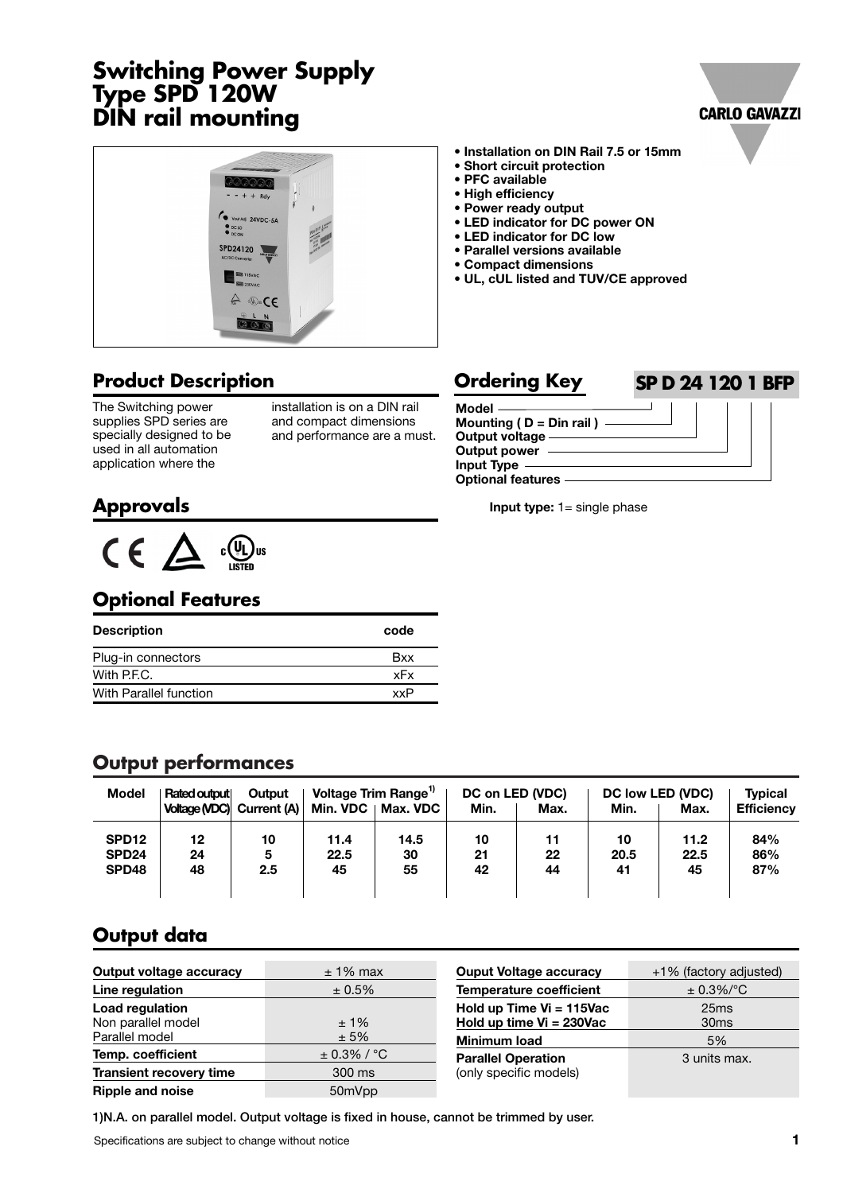# Switching Power Supply Type SPD 120W DIN rail mounting

- **Installation on DIN Rail 7.5 or 15mm**
- **Short circuit protection**
- **PFC available**
- **High efficiency**
- **Power ready output**
- **LED indicator for DC power ON**
- **LED indicator for DC low**
- **Parallel versions available**
- **Compact dimensions**
- **UL, cUL listed and TUV/CE approved**

## Product Description

The Switching power supplies SPD series are specially designed to be used in all automation application where the installation is on a DIN rail and compact dimensions and performance are a must.

## Ordering Key

**SP D 24 120 1 BFP**

- **Model**
- **Mounting ( D = Din rail )**
- **Output voltage**
- **Output power**
- **Input Type**
- **Optional features**

**Input type:** 1= single phase

## Approvals

## Optional Features

| Description | code |
|---|---|
| Plug-in connectors | Bxx |
| With P.F.C. | xFx |
| With Parallel function | xxP |

## Output performances

| Model | Rated output Voltage (VDC) | Output Current (A) | Voltage Trim Range[1] Min. VDC | Voltage Trim Range[1] Max. VDC | DC on LED (VDC) Min. | DC on LED (VDC) Max. | DC low LED (VDC) Min. | DC low LED (VDC) Max. | Typical Efficiency |
|---|---|---|---|---|---|---|---|---|---|
| SPD12 | 12 | 10 | 11.4 | 14.5 | 10 | 11 | 10 | 11.2 | 84% |
| SPD24 | 24 | 5 | 22.5 | 30 | 21 | 22 | 20.5 | 22.5 | 86% |
| SPD48 | 48 | 2.5 | 45 | 55 | 42 | 44 | 41 | 45 | 87% |

## Output data

| | |
|---|---|
| **Output voltage accuracy** | ± 1% max |
| **Line regulation** | ± 0.5% |
| **Load regulation** | |
| Non parallel model | ± 1% |
| Parallel model | ± 5% |
| **Temp. coefficient** | ± 0.3% / °C |
| **Transient recovery time** | 300 ms |
| **Ripple and noise** | 50mVpp |

| | |
|---|---|
| **Ouput Voltage accuracy** | +1% (factory adjusted) |
| **Temperature coefficient** | ± 0.3%/°C |
| **Hold up Time Vi = 115Vac** | 25ms |
| **Hold up time Vi = 230Vac** | 30ms |
| **Minimum load** | 5% |
| **Parallel Operation** (only specific models) | 3 units max. |

1)N.A. on parallel model. Output voltage is fixed in house, cannot be trimmed by user.

Specifications are subject to change without notice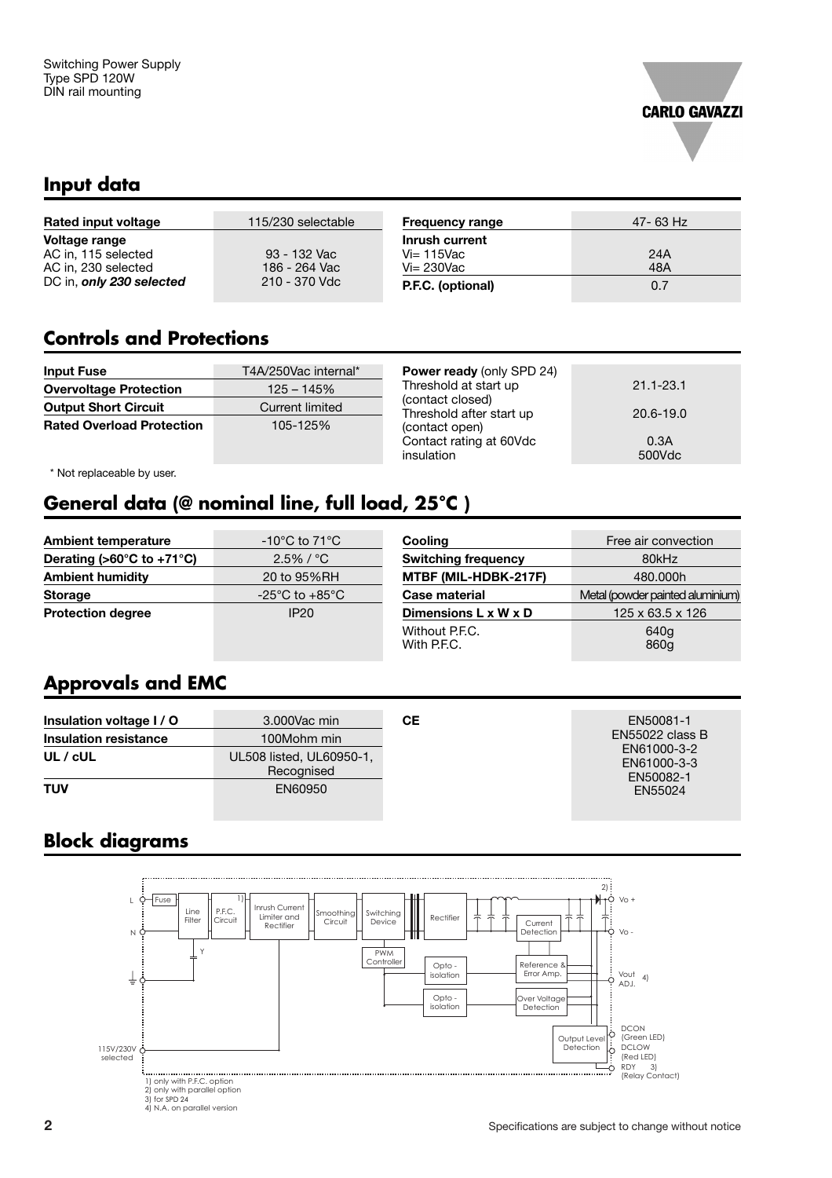Switching Power Supply
Type SPD 120W
DIN rail mounting

## Input data

| Rated input voltage | 115/230 selectable |
|---|---|
| **Voltage range** | |
| AC in, 115 selected | 93 - 132 Vac |
| AC in, 230 selected | 186 - 264 Vac |
| DC in, ***only 230 selected*** | 210 - 370 Vdc |

| Frequency range | 47- 63 Hz |
|---|---|
| **Inrush current** | |
| Vi= 115Vac | 24A |
| Vi= 230Vac | 48A |
| **P.F.C. (optional)** | 0.7 |

## Controls and Protections

| Input Fuse | T4A/250Vac internal* |
|---|---|
| **Overvoltage Protection** | 125 – 145% |
| **Output Short Circuit** | Current limited |
| **Rated Overload Protection** | 105-125% |

| **Power ready** (only SPD 24) | |
|---|---|
| Threshold at start up (contact closed) | 21.1-23.1 |
| Threshold after start up (contact open) | 20.6-19.0 |
| Contact rating at 60Vdc | 0.3A |
| insulation | 500Vdc |

* Not replaceable by user.

## General data (@ nominal line, full load, 25°C )

| Ambient temperature | -10°C to 71°C |
|---|---|
| **Derating (>60°C to +71°C)** | 2.5% / °C |
| **Ambient humidity** | 20 to 95%RH |
| **Storage** | -25°C to +85°C |
| **Protection degree** | IP20 |

| Cooling | Free air convection |
|---|---|
| **Switching frequency** | 80kHz |
| **MTBF (MIL-HDBK-217F)** | 480.000h |
| **Case material** | Metal (powder painted aluminium) |
| **Dimensions L x W x D** | 125 x 63.5 x 126 |
| Without P.F.C. | 640g |
| With P.F.C. | 860g |

## Approvals and EMC

| Insulation voltage I / O | 3.000Vac min |
|---|---|
| **Insulation resistance** | 100Mohm min |
| **UL / cUL** | UL508 listed, UL60950-1, Recognised |
| **TUV** | EN60950 |

| CE | EN50081-1<br>EN55022 class B<br>EN61000-3-2<br>EN61000-3-3<br>EN50082-1<br>EN55024 |
|---|---|

## Block diagrams

L, N, Fuse, Line Filter, P.F.C. Circuit 1), Inrush Current Limiter and Rectifier, Smoothing Circuit, Switching Device, Rectifier, Current Detection, Vo +, Vo -, Y, PWM Controller, Opto - isolation, Reference & Error Amp., Vout ADJ. 4), Opto - isolation, Over Voltage Detection, Output Level Detection, DCON (Green LED), DCLOW (Red LED), RDY 3) (Relay Contact), 115V/230V selected, 2)

1) only with P.F.C. option
2) only with parallel option
3) for SPD 24
4) N.A. on parallel version

Specifications are subject to change without notice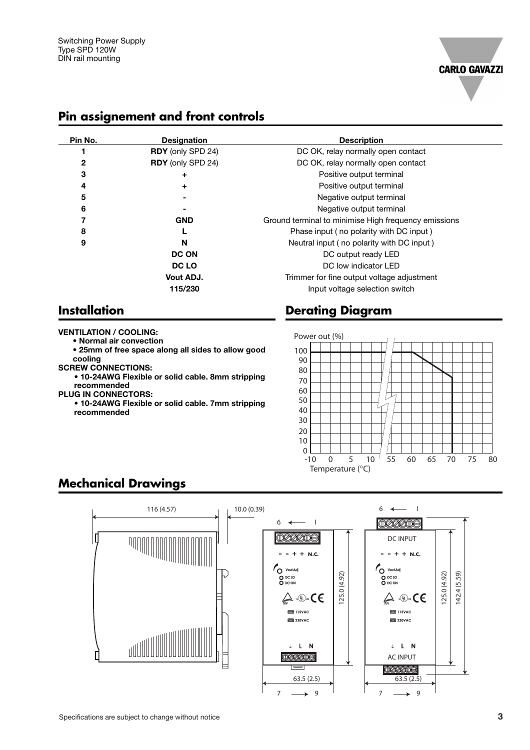## Pin assignement and front controls

| Pin No. | Designation | Description |
|---|---|---|
| 1 | **RDY** (only SPD 24) | DC OK, relay normally open contact |
| 2 | **RDY** (only SPD 24) | DC OK, relay normally open contact |
| 3 | **+** | Positive output terminal |
| 4 | **+** | Positive output terminal |
| 5 | **-** | Negative output terminal |
| 6 | **-** | Negative output terminal |
| 7 | **GND** | Ground terminal to minimise High frequency emissions |
| 8 | **L** | Phase input ( no polarity with DC input ) |
| 9 | **N** | Neutral input ( no polarity with DC input ) |
| | **DC ON** | DC output ready LED |
| | **DC LO** | DC low indicator LED |
| | **Vout ADJ.** | Trimmer for fine output voltage adjustment |
| | **115/230** | Input voltage selection switch |

## Installation

**VENTILATION / COOLING:**
- **Normal air convection**
- **25mm of free space along all sides to allow good cooling**

**SCREW CONNECTIONS:**
- **10-24AWG Flexible or solid cable. 8mm stripping recommended**

**PLUG IN CONNECTORS:**
- **10-24AWG Flexible or solid cable. 7mm stripping recommended**

## Derating Diagram

Power out (%)

100
90
80
70
60
50
40
30
20
10
0

-10 0 5 10 55 60 65 70 75 80

Temperature (°C)

## Mechanical Drawings

116 (4.57)
10.0 (0.39)

6 ← I

- - + + N.C.

Vout Adj
DC LO
DC ON

115VAC
230VAC

L N

125.0 (4.92)

63.5 (2.5)

7 → 9

6 ← I

DC INPUT

- - + + N.C.

Vout Adj
DC LO
DC ON

115VAC
230VAC

L N

AC INPUT

125.0 (4.92)
142.4 (5.59)

63.5 (2.5)

7 → 9